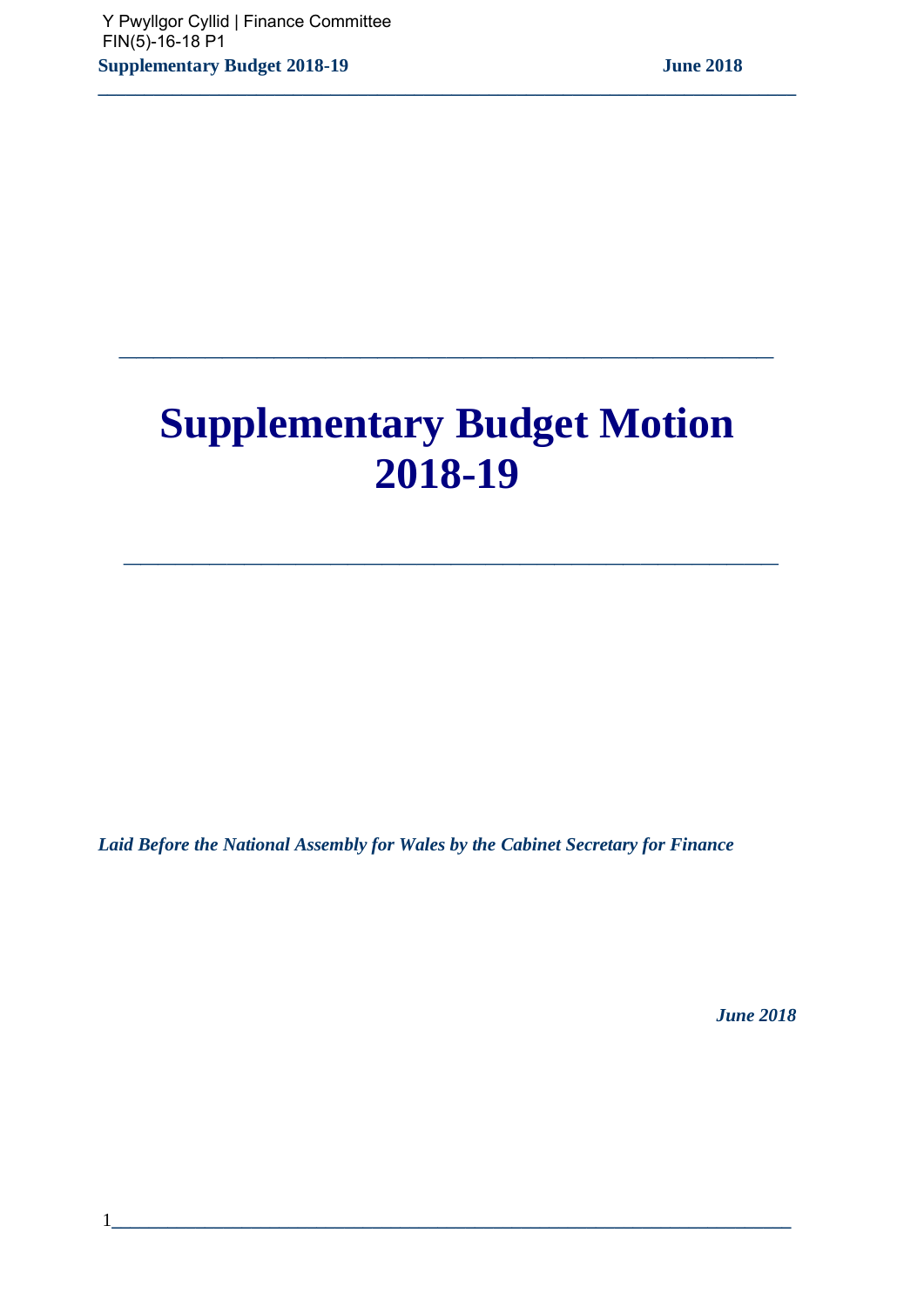Y Pwyllgor Cyllid | Finance Committee
FIN(5)-16-18 P1

# Supplementary Budget Motion 2018-19

*Laid Before the National Assembly for Wales by the Cabinet Secretary for Finance*

*June 2018*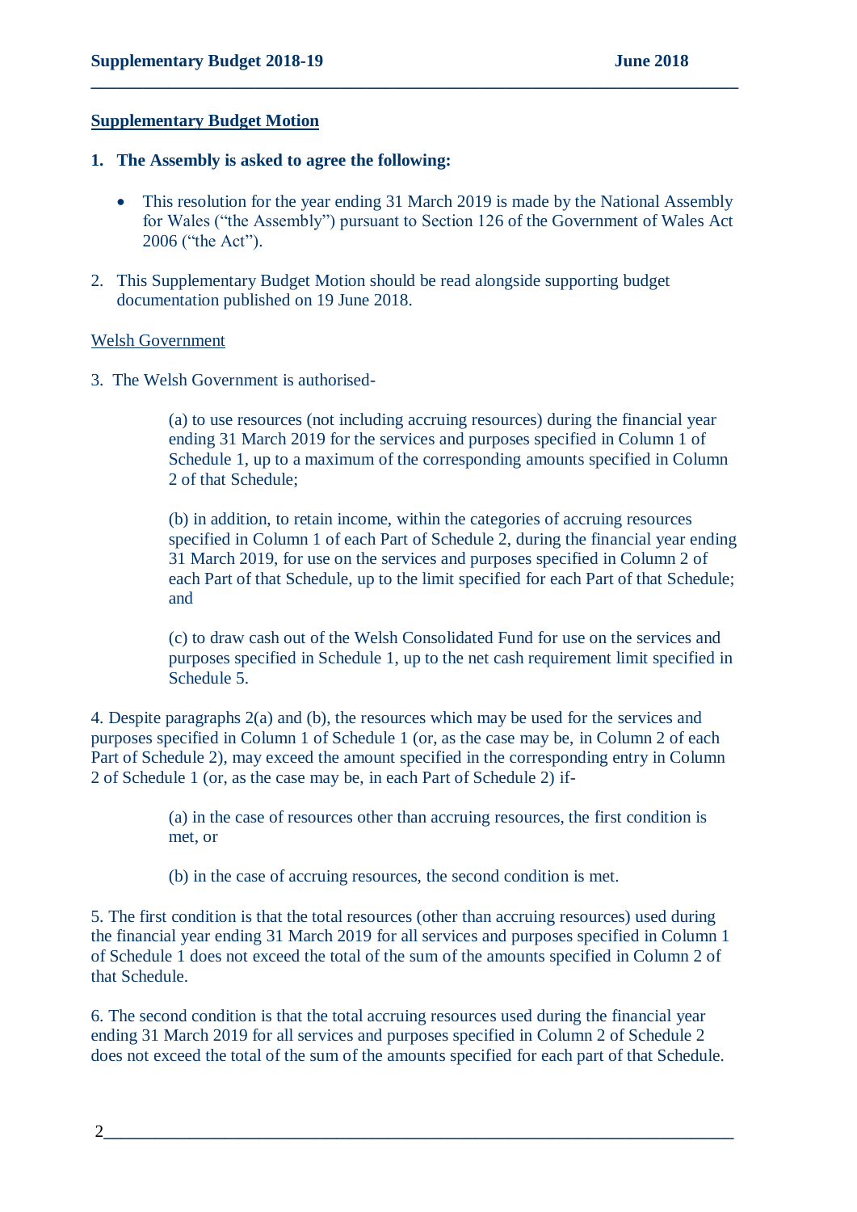## Supplementary Budget Motion

**1. The Assembly is asked to agree the following:**

- This resolution for the year ending 31 March 2019 is made by the National Assembly for Wales ("the Assembly") pursuant to Section 126 of the Government of Wales Act 2006 ("the Act").

2. This Supplementary Budget Motion should be read alongside supporting budget documentation published on 19 June 2018.

Welsh Government

3. The Welsh Government is authorised-

> (a) to use resources (not including accruing resources) during the financial year ending 31 March 2019 for the services and purposes specified in Column 1 of Schedule 1, up to a maximum of the corresponding amounts specified in Column 2 of that Schedule;
>
> (b) in addition, to retain income, within the categories of accruing resources specified in Column 1 of each Part of Schedule 2, during the financial year ending 31 March 2019, for use on the services and purposes specified in Column 2 of each Part of that Schedule, up to the limit specified for each Part of that Schedule; and
>
> (c) to draw cash out of the Welsh Consolidated Fund for use on the services and purposes specified in Schedule 1, up to the net cash requirement limit specified in Schedule 5.

4. Despite paragraphs 2(a) and (b), the resources which may be used for the services and purposes specified in Column 1 of Schedule 1 (or, as the case may be, in Column 2 of each Part of Schedule 2), may exceed the amount specified in the corresponding entry in Column 2 of Schedule 1 (or, as the case may be, in each Part of Schedule 2) if-

> (a) in the case of resources other than accruing resources, the first condition is met, or
>
> (b) in the case of accruing resources, the second condition is met.

5. The first condition is that the total resources (other than accruing resources) used during the financial year ending 31 March 2019 for all services and purposes specified in Column 1 of Schedule 1 does not exceed the total of the sum of the amounts specified in Column 2 of that Schedule.

6. The second condition is that the total accruing resources used during the financial year ending 31 March 2019 for all services and purposes specified in Column 2 of Schedule 2 does not exceed the total of the sum of the amounts specified for each part of that Schedule.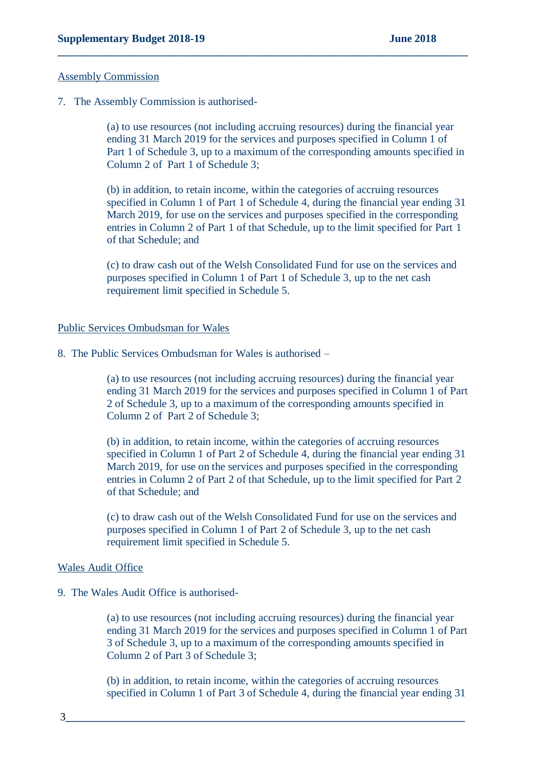Assembly Commission

7. The Assembly Commission is authorised-

(a) to use resources (not including accruing resources) during the financial year ending 31 March 2019 for the services and purposes specified in Column 1 of Part 1 of Schedule 3, up to a maximum of the corresponding amounts specified in Column 2 of Part 1 of Schedule 3;

(b) in addition, to retain income, within the categories of accruing resources specified in Column 1 of Part 1 of Schedule 4, during the financial year ending 31 March 2019, for use on the services and purposes specified in the corresponding entries in Column 2 of Part 1 of that Schedule, up to the limit specified for Part 1 of that Schedule; and

(c) to draw cash out of the Welsh Consolidated Fund for use on the services and purposes specified in Column 1 of Part 1 of Schedule 3, up to the net cash requirement limit specified in Schedule 5.

Public Services Ombudsman for Wales

8. The Public Services Ombudsman for Wales is authorised –

(a) to use resources (not including accruing resources) during the financial year ending 31 March 2019 for the services and purposes specified in Column 1 of Part 2 of Schedule 3, up to a maximum of the corresponding amounts specified in Column 2 of Part 2 of Schedule 3;

(b) in addition, to retain income, within the categories of accruing resources specified in Column 1 of Part 2 of Schedule 4, during the financial year ending 31 March 2019, for use on the services and purposes specified in the corresponding entries in Column 2 of Part 2 of that Schedule, up to the limit specified for Part 2 of that Schedule; and

(c) to draw cash out of the Welsh Consolidated Fund for use on the services and purposes specified in Column 1 of Part 2 of Schedule 3, up to the net cash requirement limit specified in Schedule 5.

Wales Audit Office

9. The Wales Audit Office is authorised-

(a) to use resources (not including accruing resources) during the financial year ending 31 March 2019 for the services and purposes specified in Column 1 of Part 3 of Schedule 3, up to a maximum of the corresponding amounts specified in Column 2 of Part 3 of Schedule 3;

(b) in addition, to retain income, within the categories of accruing resources specified in Column 1 of Part 3 of Schedule 4, during the financial year ending 31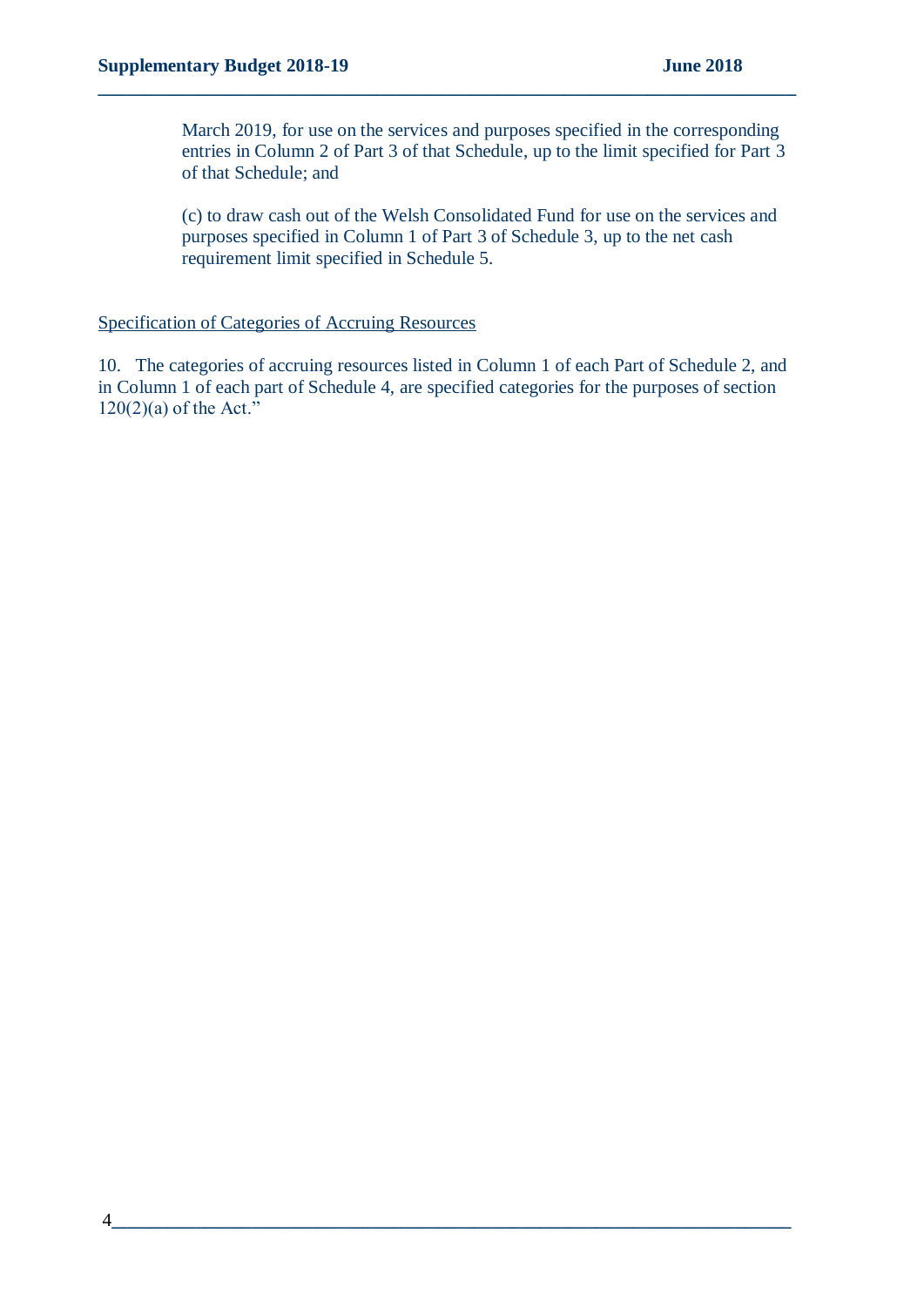March 2019, for use on the services and purposes specified in the corresponding entries in Column 2 of Part 3 of that Schedule, up to the limit specified for Part 3 of that Schedule; and

(c) to draw cash out of the Welsh Consolidated Fund for use on the services and purposes specified in Column 1 of Part 3 of Schedule 3, up to the net cash requirement limit specified in Schedule 5.

<u>Specification of Categories of Accruing Resources</u>

10. The categories of accruing resources listed in Column 1 of each Part of Schedule 2, and in Column 1 of each part of Schedule 4, are specified categories for the purposes of section 120(2)(a) of the Act."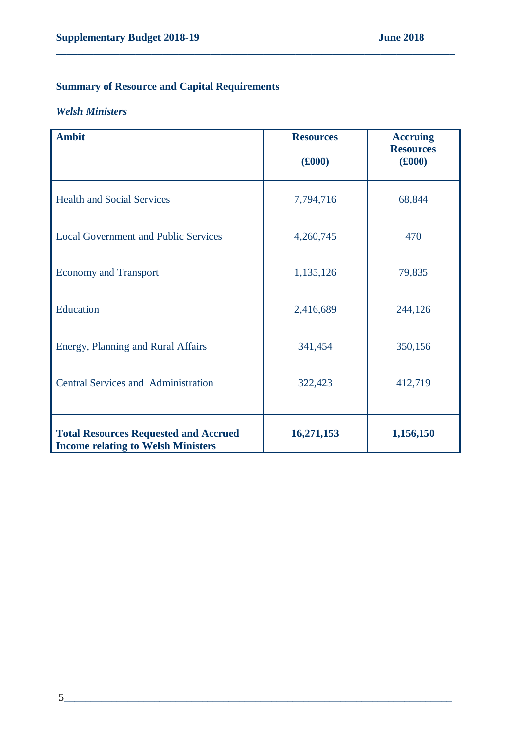## Summary of Resource and Capital Requirements

### *Welsh Ministers*

| Ambit | Resources (£000) | Accruing Resources (£000) |
|---|---|---|
| Health and Social Services | 7,794,716 | 68,844 |
| Local Government and Public Services | 4,260,745 | 470 |
| Economy and Transport | 1,135,126 | 79,835 |
| Education | 2,416,689 | 244,126 |
| Energy, Planning and Rural Affairs | 341,454 | 350,156 |
| Central Services and Administration | 322,423 | 412,719 |
| **Total Resources Requested and Accrued Income relating to Welsh Ministers** | **16,271,153** | **1,156,150** |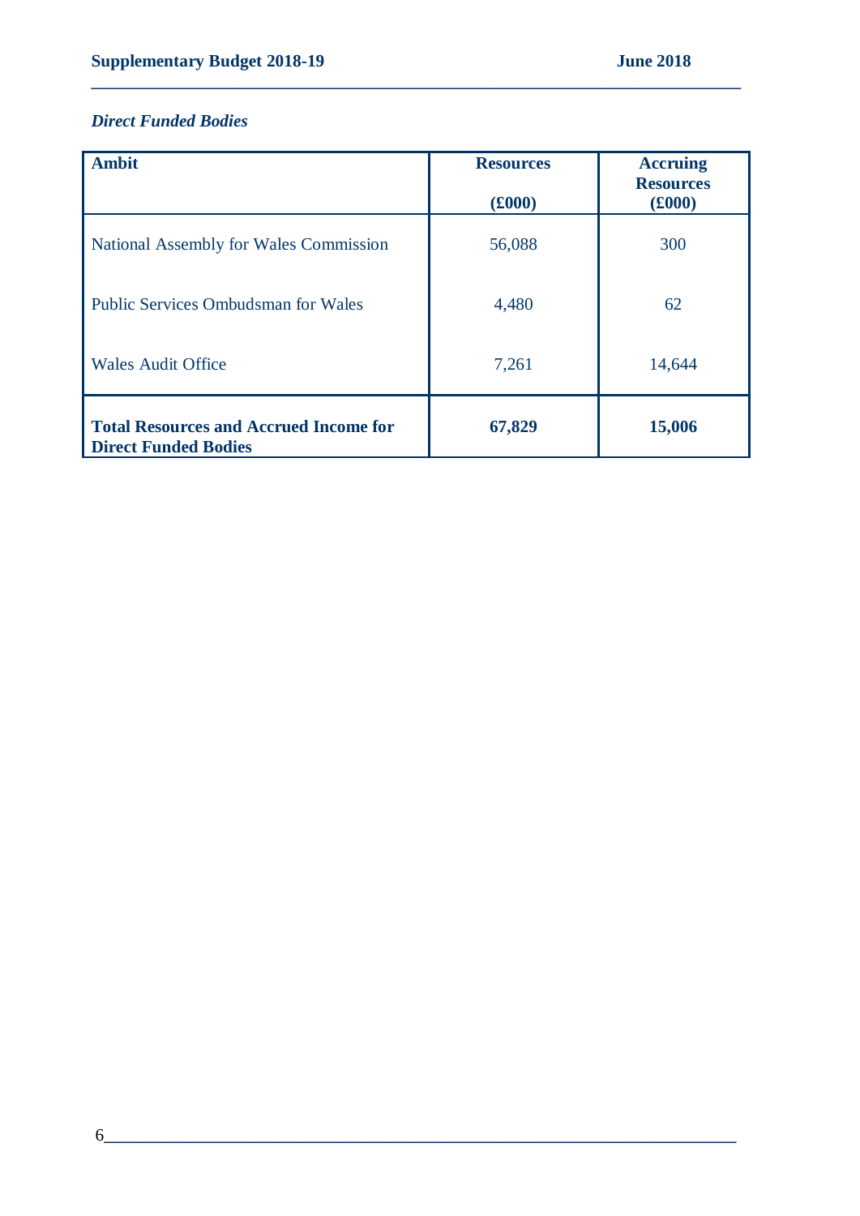*Direct Funded Bodies*

| Ambit | Resources (£000) | Accruing Resources (£000) |
| --- | --- | --- |
| National Assembly for Wales Commission | 56,088 | 300 |
| Public Services Ombudsman for Wales | 4,480 | 62 |
| Wales Audit Office | 7,261 | 14,644 |
| **Total Resources and Accrued Income for Direct Funded Bodies** | **67,829** | **15,006** |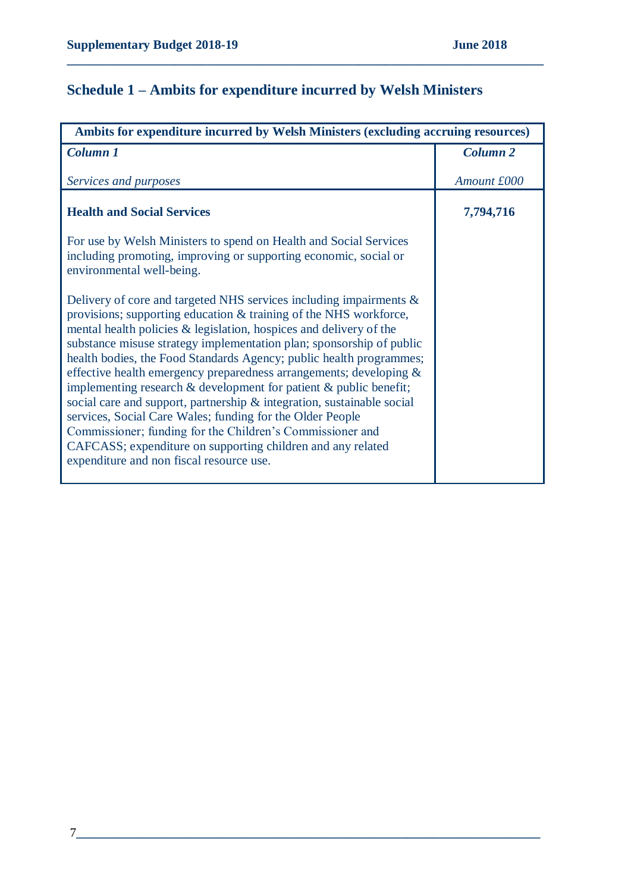## Schedule 1 – Ambits for expenditure incurred by Welsh Ministers

| **Ambits for expenditure incurred by Welsh Ministers (excluding accruing resources)** | |
|---|---|
| ***Column 1***<br><br>*Services and purposes* | ***Column 2***<br><br>*Amount £000* |
| **Health and Social Services**<br><br>For use by Welsh Ministers to spend on Health and Social Services including promoting, improving or supporting economic, social or environmental well-being.<br><br>Delivery of core and targeted NHS services including impairments & provisions; supporting education & training of the NHS workforce, mental health policies & legislation, hospices and delivery of the substance misuse strategy implementation plan; sponsorship of public health bodies, the Food Standards Agency; public health programmes; effective health emergency preparedness arrangements; developing & implementing research & development for patient & public benefit; social care and support, partnership & integration, sustainable social services, Social Care Wales; funding for the Older People Commissioner; funding for the Children's Commissioner and CAFCASS; expenditure on supporting children and any related expenditure and non fiscal resource use. | **7,794,716** |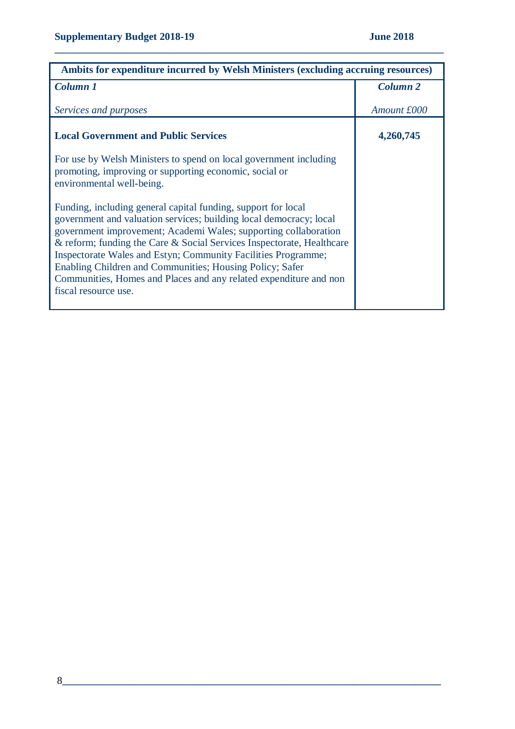| Ambits for expenditure incurred by Welsh Ministers (excluding accruing resources) | |
|---|---|
| ***Column 1*** | ***Column 2*** |
| *Services and purposes* | *Amount £000* |
| **Local Government and Public Services** | **4,260,745** |
| For use by Welsh Ministers to spend on local government including promoting, improving or supporting economic, social or environmental well-being. | |
| Funding, including general capital funding, support for local government and valuation services; building local democracy; local government improvement; Academi Wales; supporting collaboration & reform; funding the Care & Social Services Inspectorate, Healthcare Inspectorate Wales and Estyn; Community Facilities Programme; Enabling Children and Communities; Housing Policy; Safer Communities, Homes and Places and any related expenditure and non fiscal resource use. | |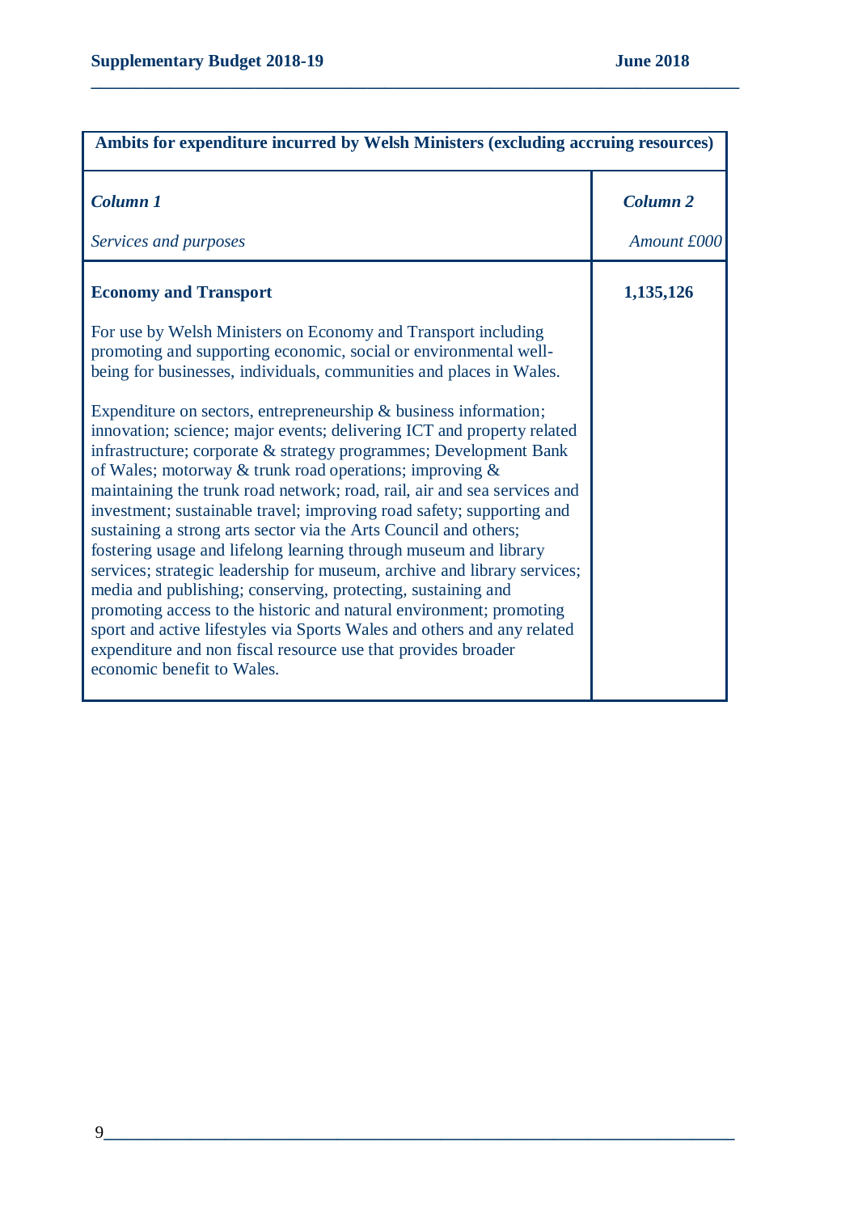| Ambits for expenditure incurred by Welsh Ministers (excluding accruing resources) | |
|---|---|
| ***Column 1*** | ***Column 2*** |
| *Services and purposes* | *Amount £000* |
| **Economy and Transport** | **1,135,126** |
| For use by Welsh Ministers on Economy and Transport including promoting and supporting economic, social or environmental well-being for businesses, individuals, communities and places in Wales. | |
| Expenditure on sectors, entrepreneurship & business information; innovation; science; major events; delivering ICT and property related infrastructure; corporate & strategy programmes; Development Bank of Wales; motorway & trunk road operations; improving & maintaining the trunk road network; road, rail, air and sea services and investment; sustainable travel; improving road safety; supporting and sustaining a strong arts sector via the Arts Council and others; fostering usage and lifelong learning through museum and library services; strategic leadership for museum, archive and library services; media and publishing; conserving, protecting, sustaining and promoting access to the historic and natural environment; promoting sport and active lifestyles via Sports Wales and others and any related expenditure and non fiscal resource use that provides broader economic benefit to Wales. | |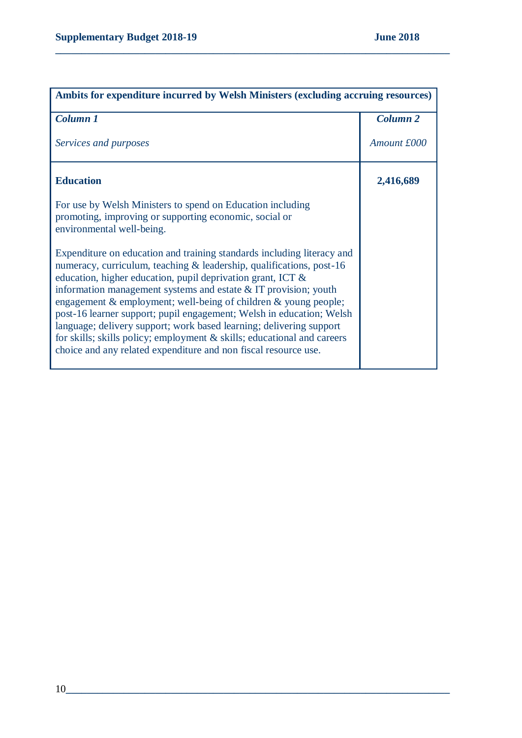| Ambits for expenditure incurred by Welsh Ministers (excluding accruing resources) | |
|---|---|
| ***Column 1***<br><br>*Services and purposes* | ***Column 2***<br><br>*Amount £000* |
| **Education**<br><br>For use by Welsh Ministers to spend on Education including promoting, improving or supporting economic, social or environmental well-being.<br><br>Expenditure on education and training standards including literacy and numeracy, curriculum, teaching & leadership, qualifications, post-16 education, higher education, pupil deprivation grant, ICT & information management systems and estate & IT provision; youth engagement & employment; well-being of children & young people; post-16 learner support; pupil engagement; Welsh in education; Welsh language; delivery support; work based learning; delivering support for skills; skills policy; employment & skills; educational and careers choice and any related expenditure and non fiscal resource use. | **2,416,689** |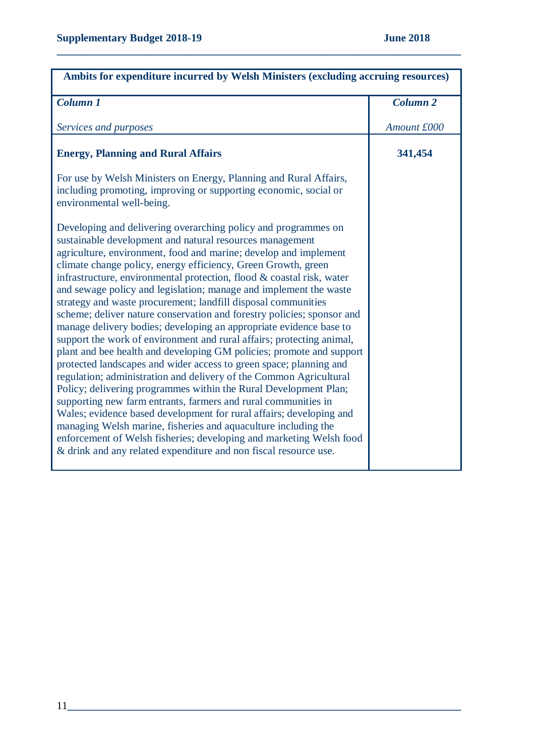| Ambits for expenditure incurred by Welsh Ministers (excluding accruing resources) | |
|---|---|
| ***Column 1*** <br><br> *Services and purposes* | ***Column 2*** <br><br> *Amount £000* |
| **Energy, Planning and Rural Affairs** <br><br> For use by Welsh Ministers on Energy, Planning and Rural Affairs, including promoting, improving or supporting economic, social or environmental well-being. <br><br> Developing and delivering overarching policy and programmes on sustainable development and natural resources management agriculture, environment, food and marine; develop and implement climate change policy, energy efficiency, Green Growth, green infrastructure, environmental protection, flood & coastal risk, water and sewage policy and legislation; manage and implement the waste strategy and waste procurement; landfill disposal communities scheme; deliver nature conservation and forestry policies; sponsor and manage delivery bodies; developing an appropriate evidence base to support the work of environment and rural affairs; protecting animal, plant and bee health and developing GM policies; promote and support protected landscapes and wider access to green space; planning and regulation; administration and delivery of the Common Agricultural Policy; delivering programmes within the Rural Development Plan; supporting new farm entrants, farmers and rural communities in Wales; evidence based development for rural affairs; developing and managing Welsh marine, fisheries and aquaculture including the enforcement of Welsh fisheries; developing and marketing Welsh food & drink and any related expenditure and non fiscal resource use. | **341,454** |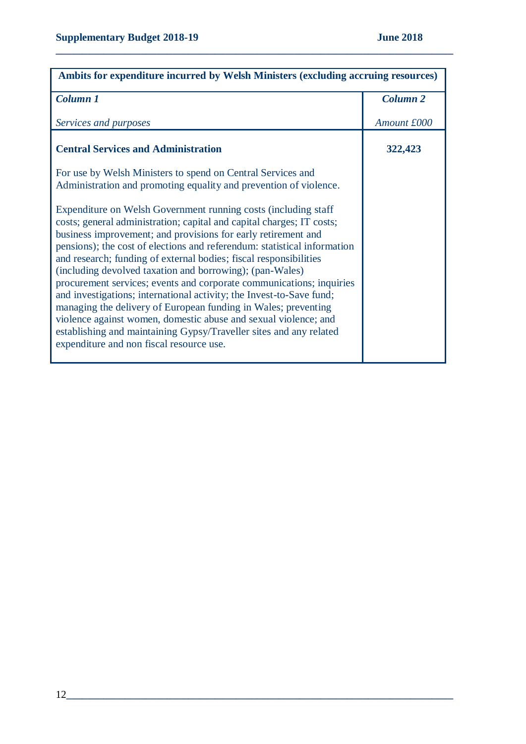| Ambits for expenditure incurred by Welsh Ministers (excluding accruing resources) | |
|---|---|
| ***Column 1*** <br><br> *Services and purposes* | ***Column 2*** <br><br> *Amount £000* |
| **Central Services and Administration** <br><br> For use by Welsh Ministers to spend on Central Services and Administration and promoting equality and prevention of violence. <br><br> Expenditure on Welsh Government running costs (including staff costs; general administration; capital and capital charges; IT costs; business improvement; and provisions for early retirement and pensions); the cost of elections and referendum: statistical information and research; funding of external bodies; fiscal responsibilities (including devolved taxation and borrowing); (pan-Wales) procurement services; events and corporate communications; inquiries and investigations; international activity; the Invest-to-Save fund; managing the delivery of European funding in Wales; preventing violence against women, domestic abuse and sexual violence; and establishing and maintaining Gypsy/Traveller sites and any related expenditure and non fiscal resource use. | **322,423** |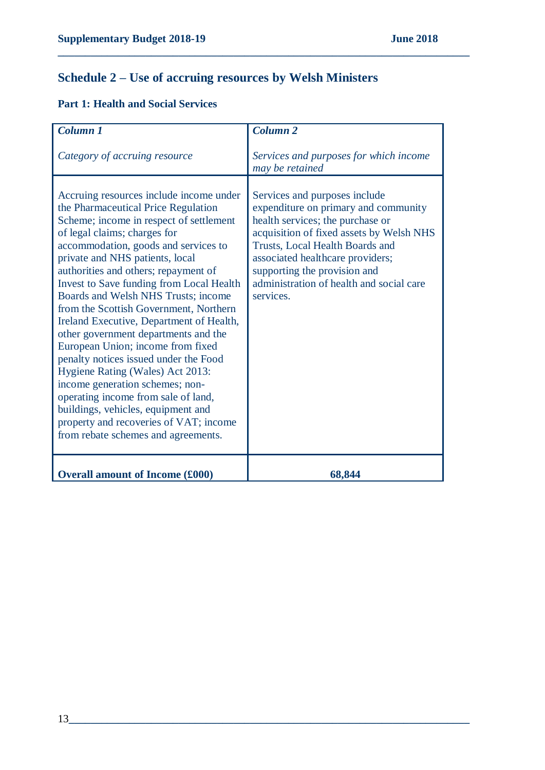## Schedule 2 – Use of accruing resources by Welsh Ministers

### Part 1: Health and Social Services

| *Column 1*<br><br>*Category of accruing resource* | *Column 2*<br><br>*Services and purposes for which income may be retained* |
|---|---|
| Accruing resources include income under the Pharmaceutical Price Regulation Scheme; income in respect of settlement of legal claims; charges for accommodation, goods and services to private and NHS patients, local authorities and others; repayment of Invest to Save funding from Local Health Boards and Welsh NHS Trusts; income from the Scottish Government, Northern Ireland Executive, Department of Health, other government departments and the European Union; income from fixed penalty notices issued under the Food Hygiene Rating (Wales) Act 2013: income generation schemes; non-operating income from sale of land, buildings, vehicles, equipment and property and recoveries of VAT; income from rebate schemes and agreements. | Services and purposes include expenditure on primary and community health services; the purchase or acquisition of fixed assets by Welsh NHS Trusts, Local Health Boards and associated healthcare providers; supporting the provision and administration of health and social care services. |
| **Overall amount of Income (£000)** | **68,844** |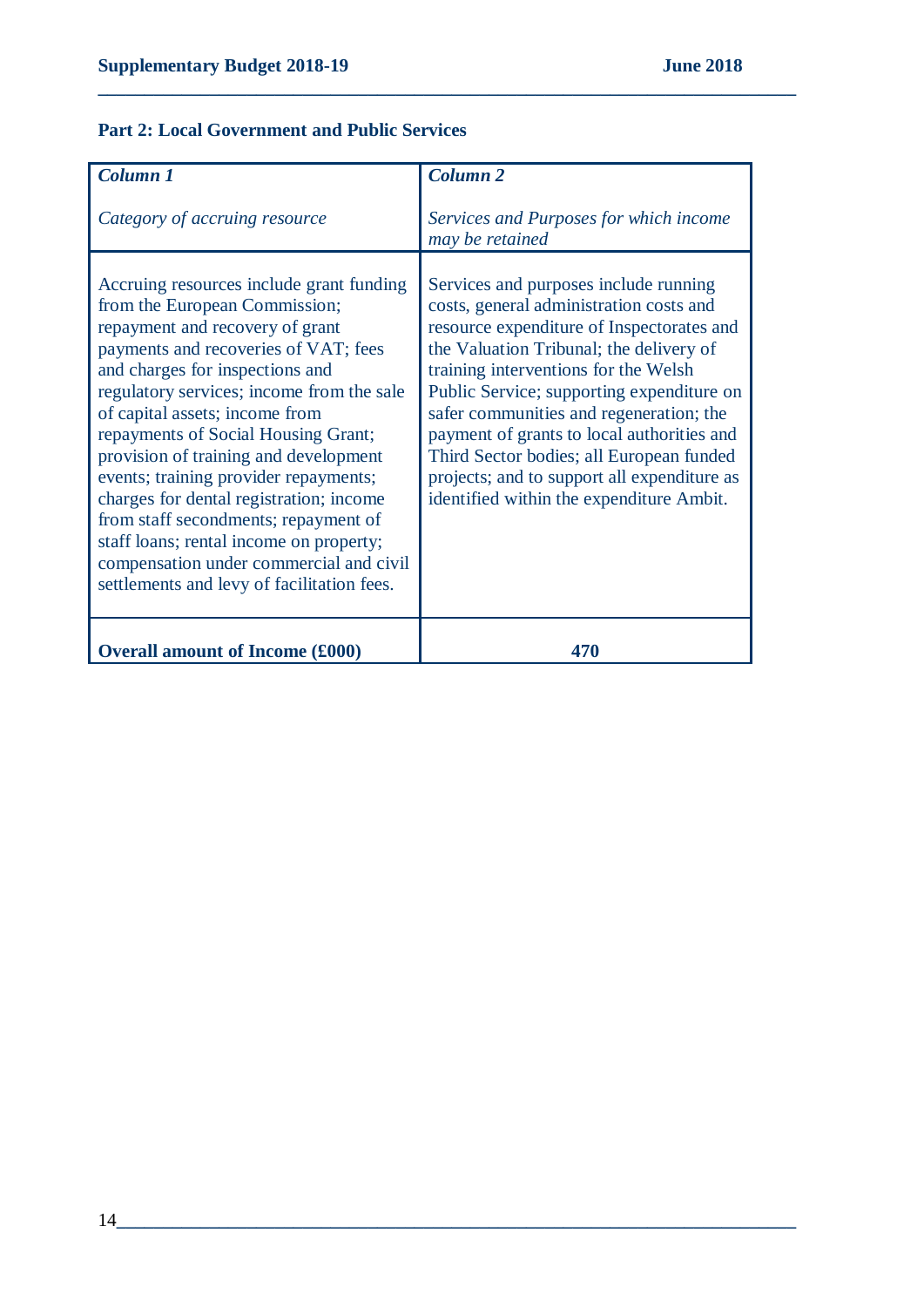## Part 2: Local Government and Public Services

| *Column 1*<br><br>*Category of accruing resource* | *Column 2*<br><br>*Services and Purposes for which income may be retained* |
|---|---|
| Accruing resources include grant funding from the European Commission; repayment and recovery of grant payments and recoveries of VAT; fees and charges for inspections and regulatory services; income from the sale of capital assets; income from repayments of Social Housing Grant; provision of training and development events; training provider repayments; charges for dental registration; income from staff secondments; repayment of staff loans; rental income on property; compensation under commercial and civil settlements and levy of facilitation fees. | Services and purposes include running costs, general administration costs and resource expenditure of Inspectorates and the Valuation Tribunal; the delivery of training interventions for the Welsh Public Service; supporting expenditure on safer communities and regeneration; the payment of grants to local authorities and Third Sector bodies; all European funded projects; and to support all expenditure as identified within the expenditure Ambit. |
| **Overall amount of Income (£000)** | **470** |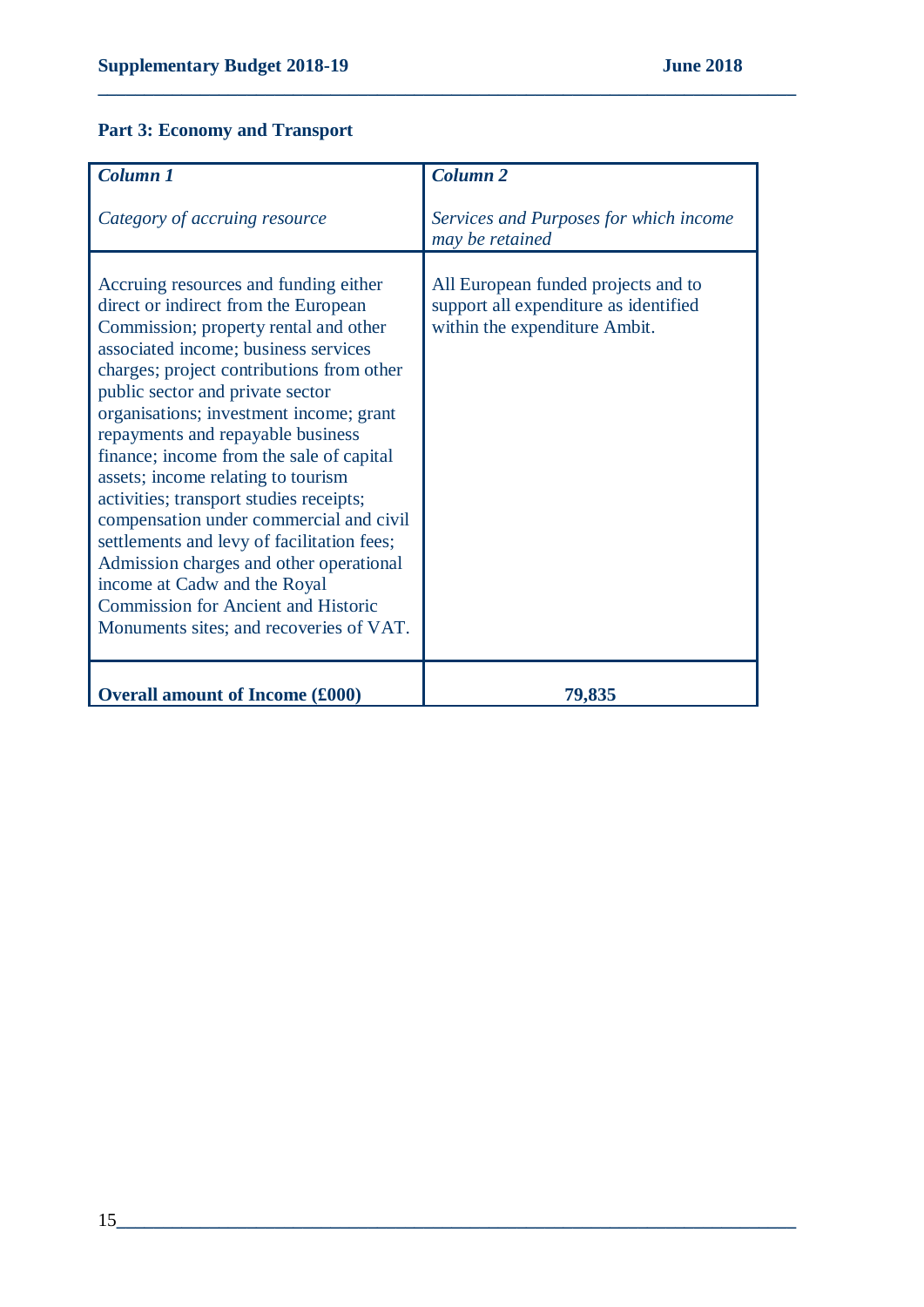## Part 3: Economy and Transport

| *Column 1*<br><br>*Category of accruing resource* | *Column 2*<br><br>*Services and Purposes for which income may be retained* |
|---|---|
| Accruing resources and funding either direct or indirect from the European Commission; property rental and other associated income; business services charges; project contributions from other public sector and private sector organisations; investment income; grant repayments and repayable business finance; income from the sale of capital assets; income relating to tourism activities; transport studies receipts; compensation under commercial and civil settlements and levy of facilitation fees; Admission charges and other operational income at Cadw and the Royal Commission for Ancient and Historic Monuments sites; and recoveries of VAT. | All European funded projects and to support all expenditure as identified within the expenditure Ambit. |
| **Overall amount of Income (£000)** | **79,835** |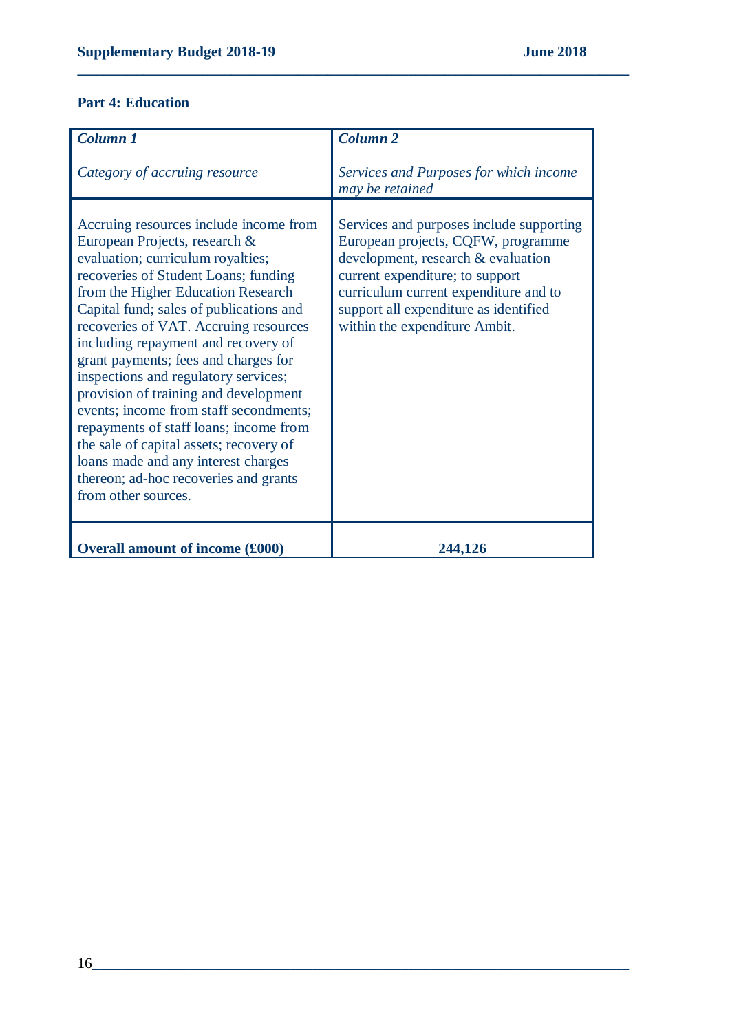## Part 4: Education

| *Column 1*<br><br>*Category of accruing resource* | *Column 2*<br><br>*Services and Purposes for which income may be retained* |
|---|---|
| Accruing resources include income from European Projects, research & evaluation; curriculum royalties; recoveries of Student Loans; funding from the Higher Education Research Capital fund; sales of publications and recoveries of VAT. Accruing resources including repayment and recovery of grant payments; fees and charges for inspections and regulatory services; provision of training and development events; income from staff secondments; repayments of staff loans; income from the sale of capital assets; recovery of loans made and any interest charges thereon; ad-hoc recoveries and grants from other sources. | Services and purposes include supporting European projects, CQFW, programme development, research & evaluation current expenditure; to support curriculum current expenditure and to support all expenditure as identified within the expenditure Ambit. |
| **Overall amount of income (£000)** | **244,126** |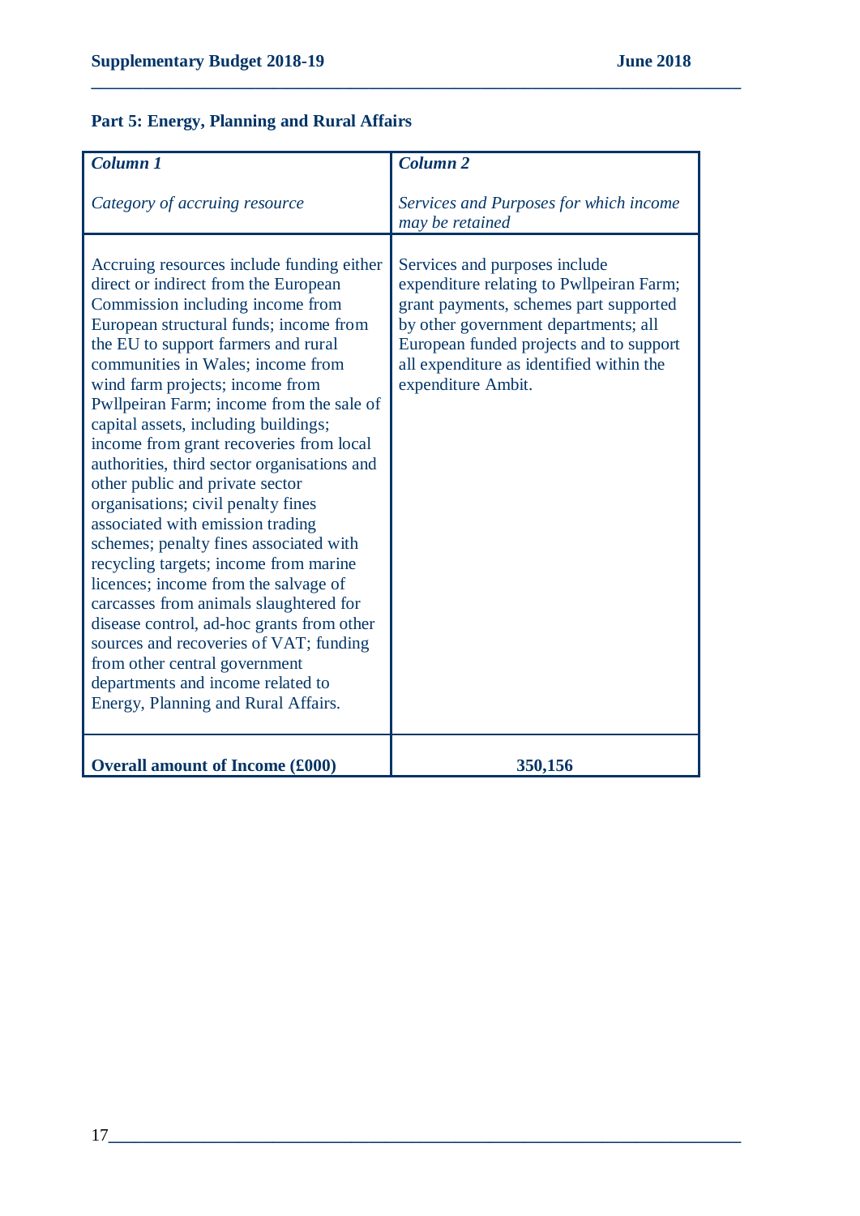## Part 5: Energy, Planning and Rural Affairs

| *Column 1*<br><br>*Category of accruing resource* | *Column 2*<br><br>*Services and Purposes for which income may be retained* |
|---|---|
| Accruing resources include funding either direct or indirect from the European Commission including income from European structural funds; income from the EU to support farmers and rural communities in Wales; income from wind farm projects; income from Pwllpeiran Farm; income from the sale of capital assets, including buildings; income from grant recoveries from local authorities, third sector organisations and other public and private sector organisations; civil penalty fines associated with emission trading schemes; penalty fines associated with recycling targets; income from marine licences; income from the salvage of carcasses from animals slaughtered for disease control, ad-hoc grants from other sources and recoveries of VAT; funding from other central government departments and income related to Energy, Planning and Rural Affairs. | Services and purposes include expenditure relating to Pwllpeiran Farm; grant payments, schemes part supported by other government departments; all European funded projects and to support all expenditure as identified within the expenditure Ambit. |
| **Overall amount of Income (£000)** | **350,156** |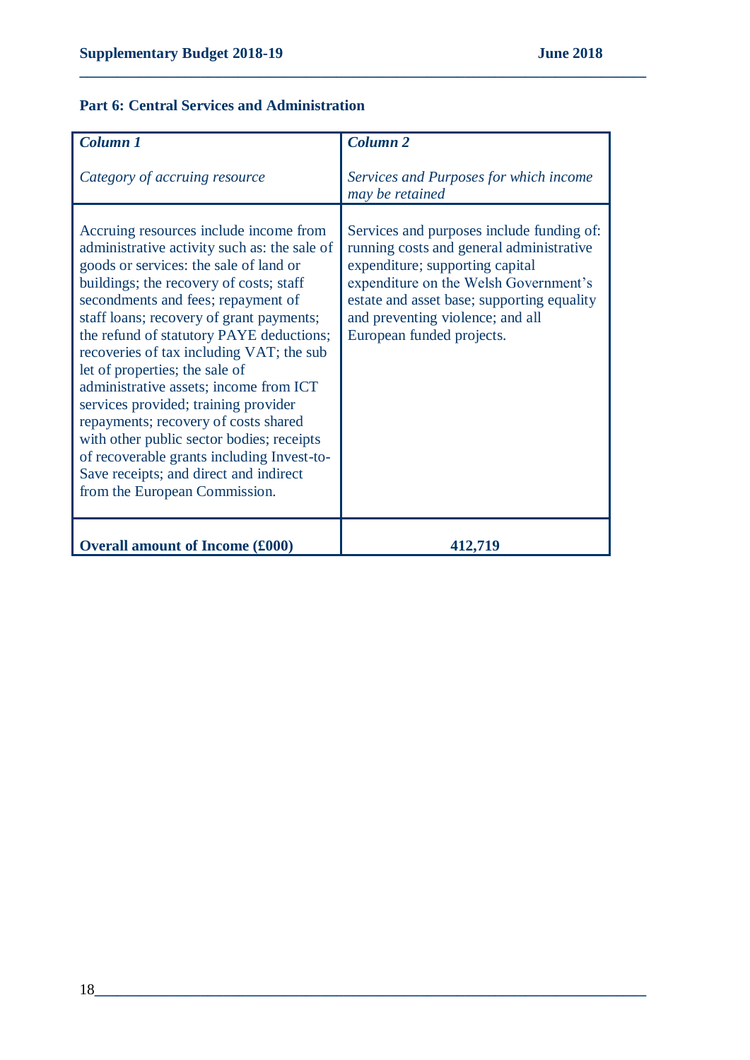## Part 6: Central Services and Administration

| *Column 1*<br><br>*Category of accruing resource* | *Column 2*<br><br>*Services and Purposes for which income may be retained* |
|---|---|
| Accruing resources include income from administrative activity such as: the sale of goods or services: the sale of land or buildings; the recovery of costs; staff secondments and fees; repayment of staff loans; recovery of grant payments; the refund of statutory PAYE deductions; recoveries of tax including VAT; the sub let of properties; the sale of administrative assets; income from ICT services provided; training provider repayments; recovery of costs shared with other public sector bodies; receipts of recoverable grants including Invest-to-Save receipts; and direct and indirect from the European Commission. | Services and purposes include funding of: running costs and general administrative expenditure; supporting capital expenditure on the Welsh Government's estate and asset base; supporting equality and preventing violence; and all European funded projects. |
| **Overall amount of Income (£000)** | **412,719** |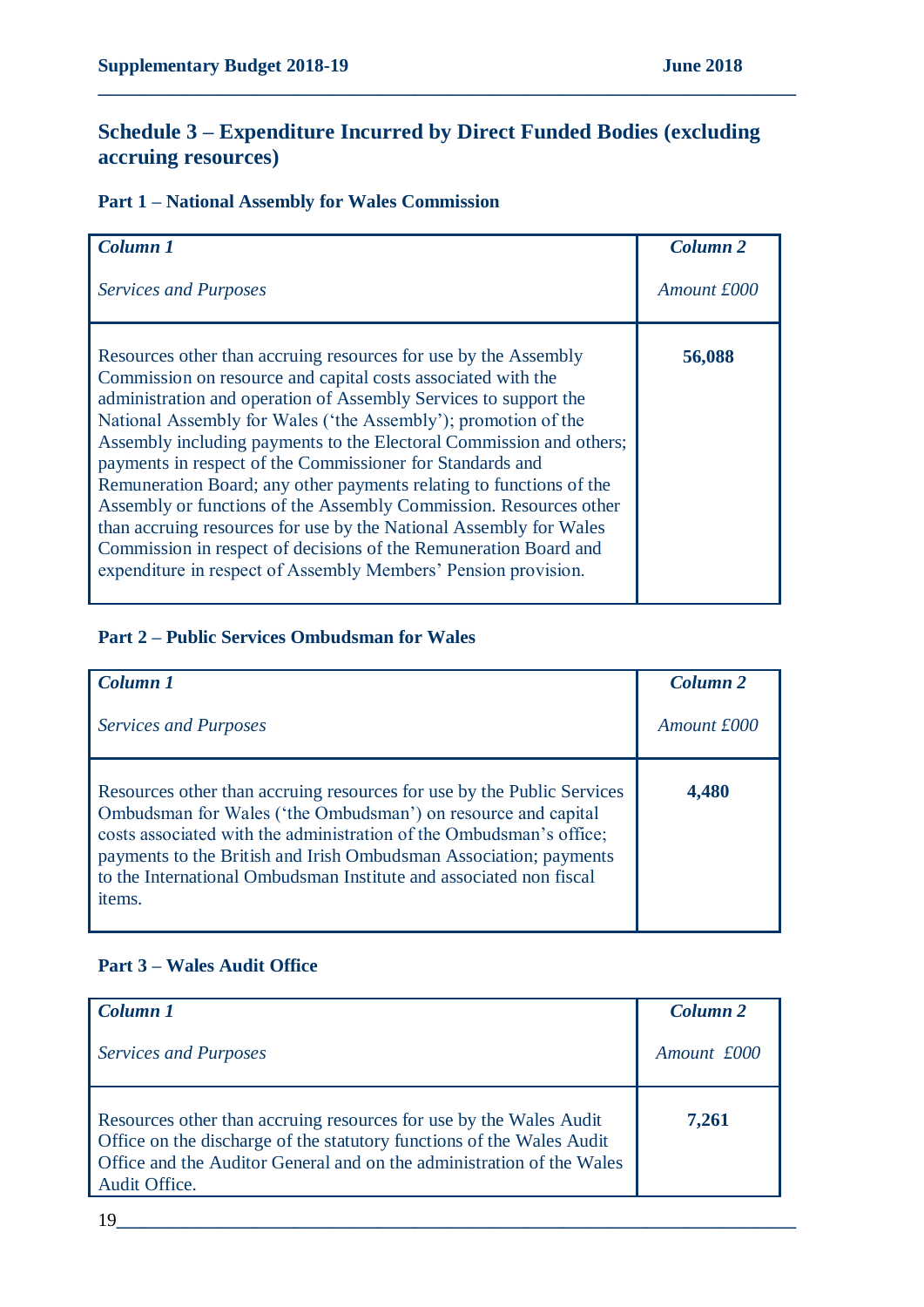## Schedule 3 – Expenditure Incurred by Direct Funded Bodies (excluding accruing resources)

### Part 1 – National Assembly for Wales Commission

| *Column 1*<br><br>*Services and Purposes* | *Column 2*<br><br>*Amount £000* |
|---|---|
| Resources other than accruing resources for use by the Assembly Commission on resource and capital costs associated with the administration and operation of Assembly Services to support the National Assembly for Wales ('the Assembly'); promotion of the Assembly including payments to the Electoral Commission and others; payments in respect of the Commissioner for Standards and Remuneration Board; any other payments relating to functions of the Assembly or functions of the Assembly Commission. Resources other than accruing resources for use by the National Assembly for Wales Commission in respect of decisions of the Remuneration Board and expenditure in respect of Assembly Members' Pension provision. | **56,088** |

### Part 2 – Public Services Ombudsman for Wales

| *Column 1*<br><br>*Services and Purposes* | *Column 2*<br><br>*Amount £000* |
|---|---|
| Resources other than accruing resources for use by the Public Services Ombudsman for Wales ('the Ombudsman') on resource and capital costs associated with the administration of the Ombudsman's office; payments to the British and Irish Ombudsman Association; payments to the International Ombudsman Institute and associated non fiscal items. | **4,480** |

### Part 3 – Wales Audit Office

| *Column 1*<br><br>*Services and Purposes* | *Column 2*<br><br>*Amount £000* |
|---|---|
| Resources other than accruing resources for use by the Wales Audit Office on the discharge of the statutory functions of the Wales Audit Office and the Auditor General and on the administration of the Wales Audit Office. | **7,261** |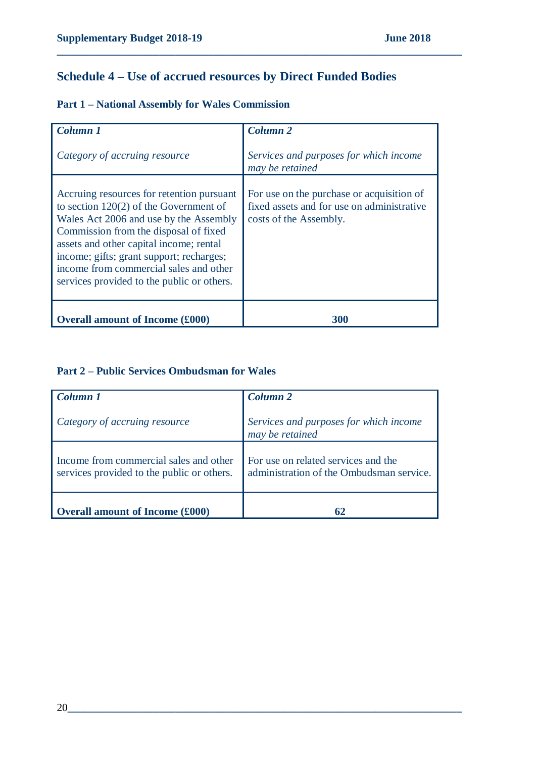## Schedule 4 – Use of accrued resources by Direct Funded Bodies

### Part 1 – National Assembly for Wales Commission

| ***Column 1***<br><br>*Category of accruing resource* | ***Column 2***<br><br>*Services and purposes for which income may be retained* |
|---|---|
| Accruing resources for retention pursuant to section 120(2) of the Government of Wales Act 2006 and use by the Assembly Commission from the disposal of fixed assets and other capital income; rental income; gifts; grant support; recharges; income from commercial sales and other services provided to the public or others. | For use on the purchase or acquisition of fixed assets and for use on administrative costs of the Assembly. |
| **Overall amount of Income (£000)** | **300** |

### Part 2 – Public Services Ombudsman for Wales

| ***Column 1***<br><br>*Category of accruing resource* | ***Column 2***<br><br>*Services and purposes for which income may be retained* |
|---|---|
| Income from commercial sales and other services provided to the public or others. | For use on related services and the administration of the Ombudsman service. |
| **Overall amount of Income (£000)** | **62** |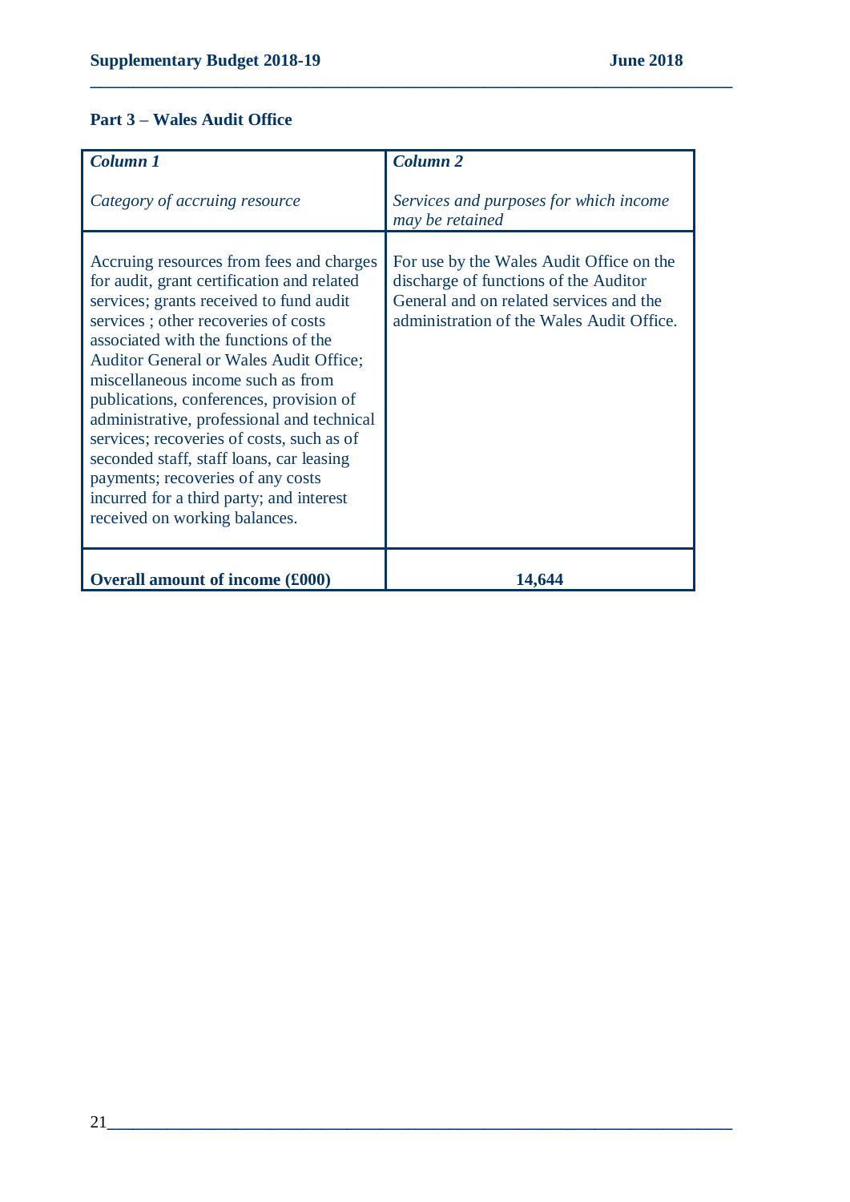## Part 3 – Wales Audit Office

| *Column 1*<br><br>*Category of accruing resource* | *Column 2*<br><br>*Services and purposes for which income may be retained* |
|---|---|
| Accruing resources from fees and charges for audit, grant certification and related services; grants received to fund audit services ; other recoveries of costs associated with the functions of the Auditor General or Wales Audit Office; miscellaneous income such as from publications, conferences, provision of administrative, professional and technical services; recoveries of costs, such as of seconded staff, staff loans, car leasing payments; recoveries of any costs incurred for a third party; and interest received on working balances. | For use by the Wales Audit Office on the discharge of functions of the Auditor General and on related services and the administration of the Wales Audit Office. |
| **Overall amount of income (£000)** | **14,644** |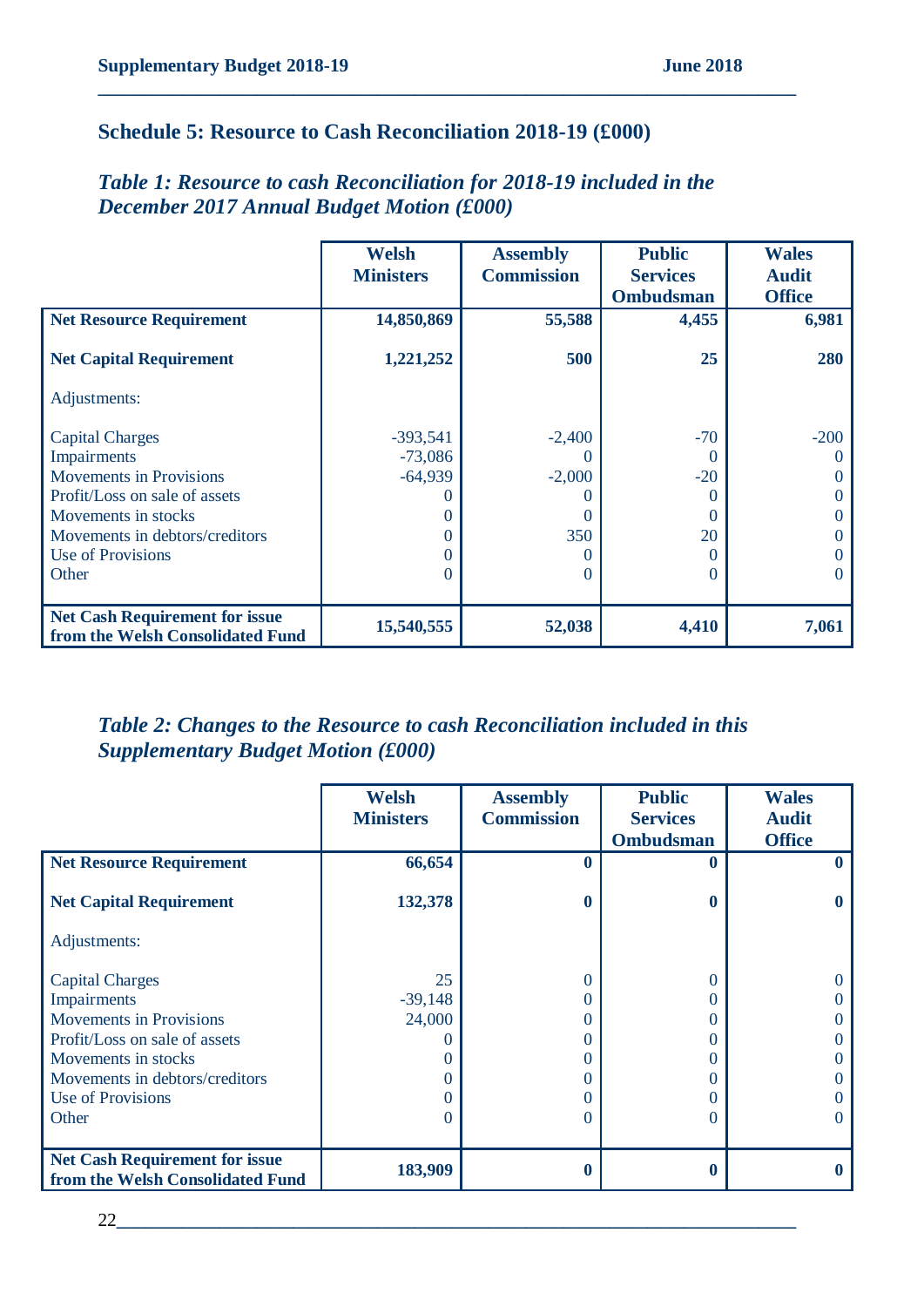## Schedule 5: Resource to Cash Reconciliation 2018-19 (£000)

### *Table 1: Resource to cash Reconciliation for 2018-19 included in the December 2017 Annual Budget Motion (£000)*

| | Welsh Ministers | Assembly Commission | Public Services Ombudsman | Wales Audit Office |
|---|---|---|---|---|
| **Net Resource Requirement** | **14,850,869** | **55,588** | **4,455** | **6,981** |
| **Net Capital Requirement** | **1,221,252** | **500** | **25** | **280** |
| Adjustments: | | | | |
| Capital Charges | -393,541 | -2,400 | -70 | -200 |
| Impairments | -73,086 | 0 | 0 | 0 |
| Movements in Provisions | -64,939 | -2,000 | -20 | 0 |
| Profit/Loss on sale of assets | 0 | 0 | 0 | 0 |
| Movements in stocks | 0 | 0 | 0 | 0 |
| Movements in debtors/creditors | 0 | 350 | 20 | 0 |
| Use of Provisions | 0 | 0 | 0 | 0 |
| Other | 0 | 0 | 0 | 0 |
| **Net Cash Requirement for issue from the Welsh Consolidated Fund** | **15,540,555** | **52,038** | **4,410** | **7,061** |

### *Table 2: Changes to the Resource to cash Reconciliation included in this Supplementary Budget Motion (£000)*

| | Welsh Ministers | Assembly Commission | Public Services Ombudsman | Wales Audit Office |
|---|---|---|---|---|
| **Net Resource Requirement** | **66,654** | **0** | **0** | **0** |
| **Net Capital Requirement** | **132,378** | **0** | **0** | **0** |
| Adjustments: | | | | |
| Capital Charges | 25 | 0 | 0 | 0 |
| Impairments | -39,148 | 0 | 0 | 0 |
| Movements in Provisions | 24,000 | 0 | 0 | 0 |
| Profit/Loss on sale of assets | 0 | 0 | 0 | 0 |
| Movements in stocks | 0 | 0 | 0 | 0 |
| Movements in debtors/creditors | 0 | 0 | 0 | 0 |
| Use of Provisions | 0 | 0 | 0 | 0 |
| Other | 0 | 0 | 0 | 0 |
| **Net Cash Requirement for issue from the Welsh Consolidated Fund** | **183,909** | **0** | **0** | **0** |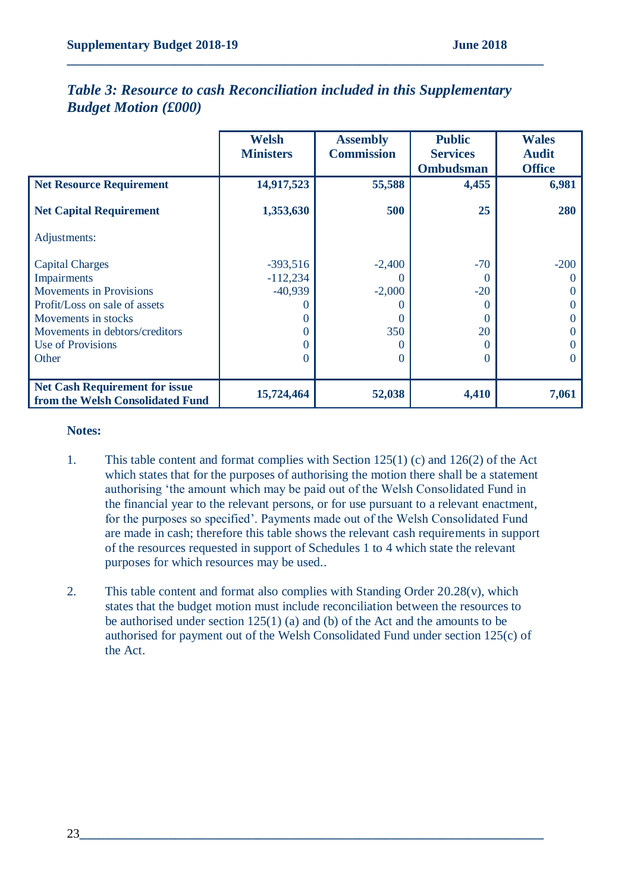### *Table 3: Resource to cash Reconciliation included in this Supplementary Budget Motion (£000)*

| | Welsh Ministers | Assembly Commission | Public Services Ombudsman | Wales Audit Office |
|---|---|---|---|---|
| **Net Resource Requirement** | **14,917,523** | **55,588** | **4,455** | **6,981** |
| **Net Capital Requirement** | **1,353,630** | **500** | **25** | **280** |
| Adjustments: | | | | |
| Capital Charges | -393,516 | -2,400 | -70 | -200 |
| Impairments | -112,234 | 0 | 0 | 0 |
| Movements in Provisions | -40,939 | -2,000 | -20 | 0 |
| Profit/Loss on sale of assets | 0 | 0 | 0 | 0 |
| Movements in stocks | 0 | 0 | 0 | 0 |
| Movements in debtors/creditors | 0 | 350 | 20 | 0 |
| Use of Provisions | 0 | 0 | 0 | 0 |
| Other | 0 | 0 | 0 | 0 |
| **Net Cash Requirement for issue from the Welsh Consolidated Fund** | **15,724,464** | **52,038** | **4,410** | **7,061** |

**Notes:**

1. This table content and format complies with Section 125(1) (c) and 126(2) of the Act which states that for the purposes of authorising the motion there shall be a statement authorising 'the amount which may be paid out of the Welsh Consolidated Fund in the financial year to the relevant persons, or for use pursuant to a relevant enactment, for the purposes so specified'. Payments made out of the Welsh Consolidated Fund are made in cash; therefore this table shows the relevant cash requirements in support of the resources requested in support of Schedules 1 to 4 which state the relevant purposes for which resources may be used..

2. This table content and format also complies with Standing Order 20.28(v), which states that the budget motion must include reconciliation between the resources to be authorised under section 125(1) (a) and (b) of the Act and the amounts to be authorised for payment out of the Welsh Consolidated Fund under section 125(c) of the Act.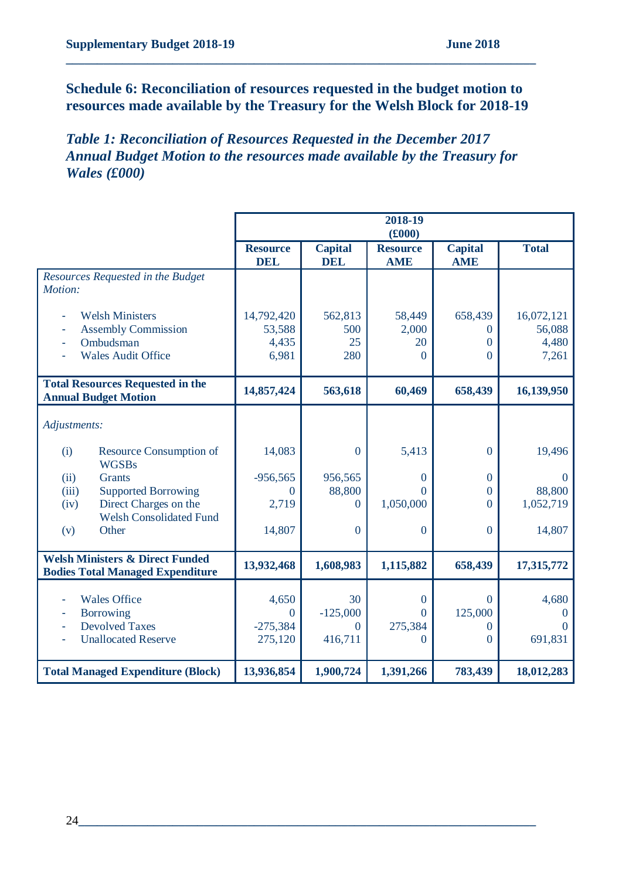## Schedule 6: Reconciliation of resources requested in the budget motion to resources made available by the Treasury for the Welsh Block for 2018-19

### *Table 1: Reconciliation of Resources Requested in the December 2017 Annual Budget Motion to the resources made available by the Treasury for Wales (£000)*

| | 2018-19 (£000) | | | | |
|---|---|---|---|---|---|
| | **Resource DEL** | **Capital DEL** | **Resource AME** | **Capital AME** | **Total** |
| *Resources Requested in the Budget Motion:* | | | | | |
| - Welsh Ministers | 14,792,420 | 562,813 | 58,449 | 658,439 | 16,072,121 |
| - Assembly Commission | 53,588 | 500 | 2,000 | 0 | 56,088 |
| - Ombudsman | 4,435 | 25 | 20 | 0 | 4,480 |
| - Wales Audit Office | 6,981 | 280 | 0 | 0 | 7,261 |
| **Total Resources Requested in the Annual Budget Motion** | **14,857,424** | **563,618** | **60,469** | **658,439** | **16,139,950** |
| *Adjustments:* | | | | | |
| (i) Resource Consumption of WGSBs | 14,083 | 0 | 5,413 | 0 | 19,496 |
| (ii) Grants | -956,565 | 956,565 | 0 | 0 | 0 |
| (iii) Supported Borrowing | 0 | 88,800 | 0 | 0 | 88,800 |
| (iv) Direct Charges on the Welsh Consolidated Fund | 2,719 | 0 | 1,050,000 | 0 | 1,052,719 |
| (v) Other | 14,807 | 0 | 0 | 0 | 14,807 |
| **Welsh Ministers & Direct Funded Bodies Total Managed Expenditure** | **13,932,468** | **1,608,983** | **1,115,882** | **658,439** | **17,315,772** |
| - Wales Office | 4,650 | 30 | 0 | 0 | 4,680 |
| - Borrowing | 0 | -125,000 | 0 | 125,000 | 0 |
| - Devolved Taxes | -275,384 | 0 | 275,384 | 0 | 0 |
| - Unallocated Reserve | 275,120 | 416,711 | 0 | 0 | 691,831 |
| **Total Managed Expenditure (Block)** | **13,936,854** | **1,900,724** | **1,391,266** | **783,439** | **18,012,283** |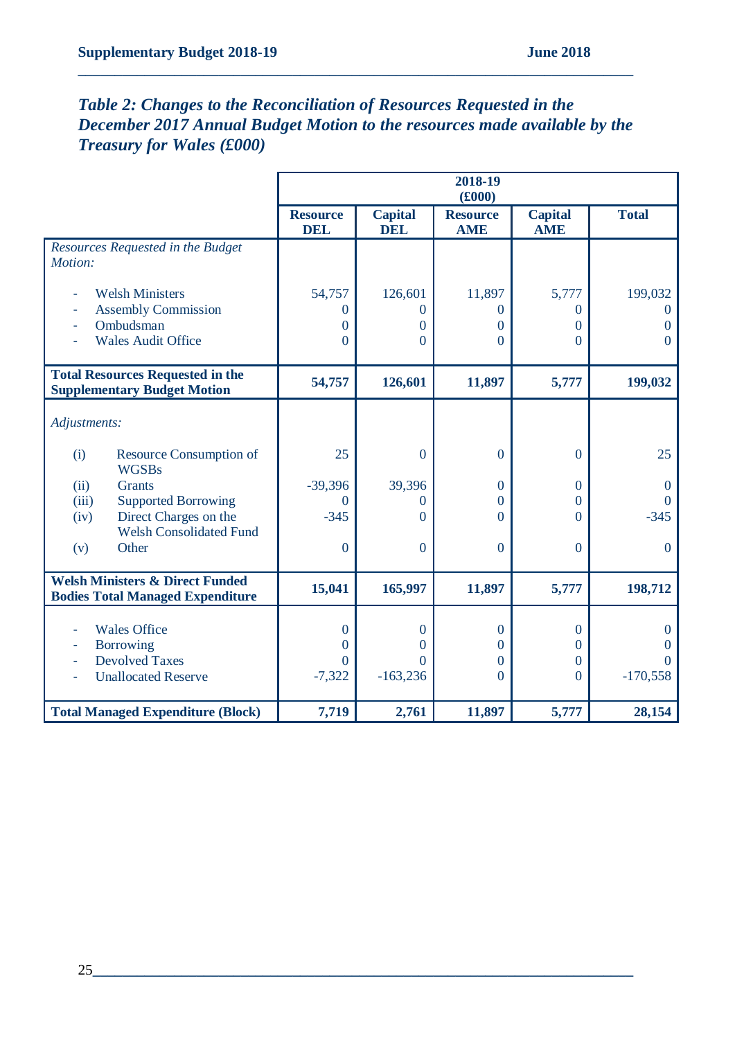### *Table 2: Changes to the Reconciliation of Resources Requested in the December 2017 Annual Budget Motion to the resources made available by the Treasury for Wales (£000)*

| | 2018-19 (£000) | | | | |
|---|---|---|---|---|---|
| | **Resource DEL** | **Capital DEL** | **Resource AME** | **Capital AME** | **Total** |
| *Resources Requested in the Budget Motion:* | | | | | |
| - Welsh Ministers | 54,757 | 126,601 | 11,897 | 5,777 | 199,032 |
| - Assembly Commission | 0 | 0 | 0 | 0 | 0 |
| - Ombudsman | 0 | 0 | 0 | 0 | 0 |
| - Wales Audit Office | 0 | 0 | 0 | 0 | 0 |
| **Total Resources Requested in the Supplementary Budget Motion** | **54,757** | **126,601** | **11,897** | **5,777** | **199,032** |
| *Adjustments:* | | | | | |
| (i) Resource Consumption of WGSBs | 25 | 0 | 0 | 0 | 25 |
| (ii) Grants | -39,396 | 39,396 | 0 | 0 | 0 |
| (iii) Supported Borrowing | 0 | 0 | 0 | 0 | 0 |
| (iv) Direct Charges on the Welsh Consolidated Fund | -345 | 0 | 0 | 0 | -345 |
| (v) Other | 0 | 0 | 0 | 0 | 0 |
| **Welsh Ministers & Direct Funded Bodies Total Managed Expenditure** | **15,041** | **165,997** | **11,897** | **5,777** | **198,712** |
| - Wales Office | 0 | 0 | 0 | 0 | 0 |
| - Borrowing | 0 | 0 | 0 | 0 | 0 |
| - Devolved Taxes | 0 | 0 | 0 | 0 | 0 |
| - Unallocated Reserve | -7,322 | -163,236 | 0 | 0 | -170,558 |
| **Total Managed Expenditure (Block)** | **7,719** | **2,761** | **11,897** | **5,777** | **28,154** |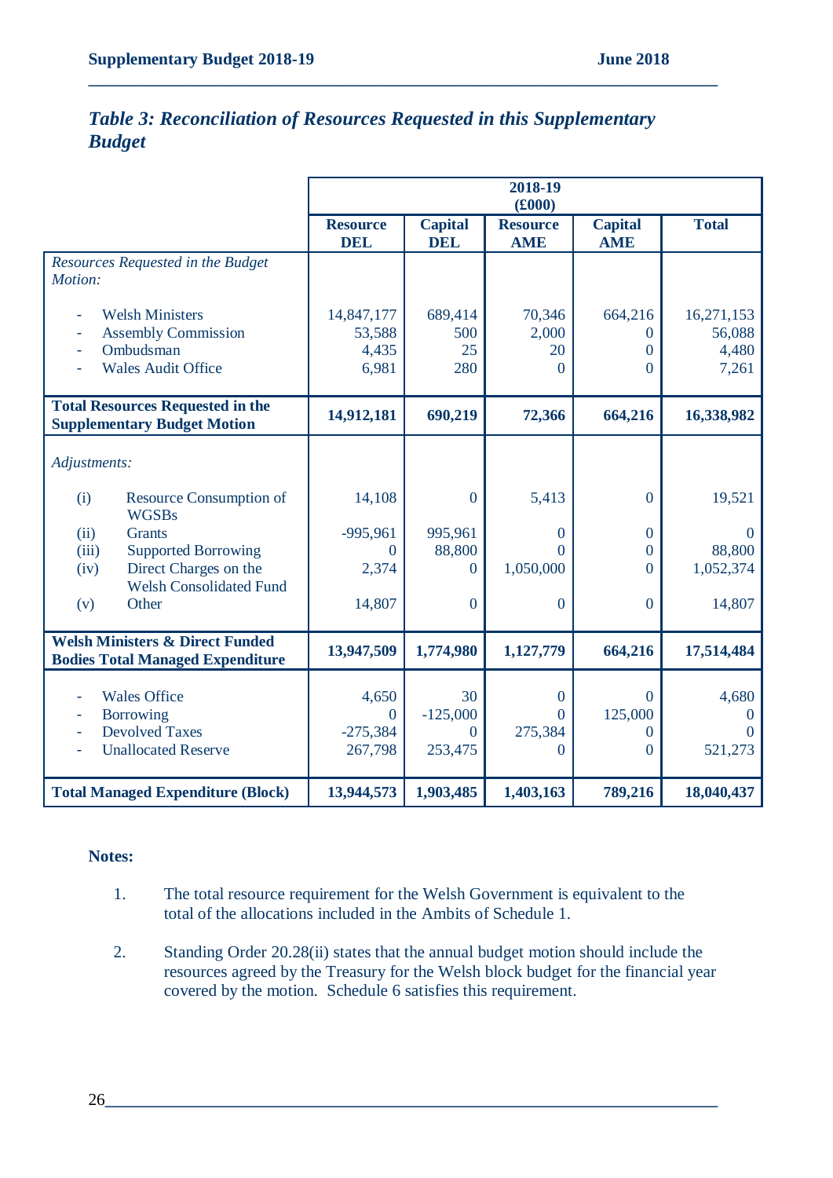## *Table 3: Reconciliation of Resources Requested in this Supplementary Budget*

| | 2018-19 (£000) | | | | |
|---|---|---|---|---|---|
| | **Resource DEL** | **Capital DEL** | **Resource AME** | **Capital AME** | **Total** |
| *Resources Requested in the Budget Motion:* | | | | | |
| - Welsh Ministers | 14,847,177 | 689,414 | 70,346 | 664,216 | 16,271,153 |
| - Assembly Commission | 53,588 | 500 | 2,000 | 0 | 56,088 |
| - Ombudsman | 4,435 | 25 | 20 | 0 | 4,480 |
| - Wales Audit Office | 6,981 | 280 | 0 | 0 | 7,261 |
| **Total Resources Requested in the Supplementary Budget Motion** | **14,912,181** | **690,219** | **72,366** | **664,216** | **16,338,982** |
| *Adjustments:* | | | | | |
| (i) Resource Consumption of WGSBs | 14,108 | 0 | 5,413 | 0 | 19,521 |
| (ii) Grants | -995,961 | 995,961 | 0 | 0 | 0 |
| (iii) Supported Borrowing | 0 | 88,800 | 0 | 0 | 88,800 |
| (iv) Direct Charges on the Welsh Consolidated Fund | 2,374 | 0 | 1,050,000 | 0 | 1,052,374 |
| (v) Other | 14,807 | 0 | 0 | 0 | 14,807 |
| **Welsh Ministers & Direct Funded Bodies Total Managed Expenditure** | **13,947,509** | **1,774,980** | **1,127,779** | **664,216** | **17,514,484** |
| - Wales Office | 4,650 | 30 | 0 | 0 | 4,680 |
| - Borrowing | 0 | -125,000 | 0 | 125,000 | 0 |
| - Devolved Taxes | -275,384 | 0 | 275,384 | 0 | 0 |
| - Unallocated Reserve | 267,798 | 253,475 | 0 | 0 | 521,273 |
| **Total Managed Expenditure (Block)** | **13,944,573** | **1,903,485** | **1,403,163** | **789,216** | **18,040,437** |

**Notes:**

1. The total resource requirement for the Welsh Government is equivalent to the total of the allocations included in the Ambits of Schedule 1.

2. Standing Order 20.28(ii) states that the annual budget motion should include the resources agreed by the Treasury for the Welsh block budget for the financial year covered by the motion. Schedule 6 satisfies this requirement.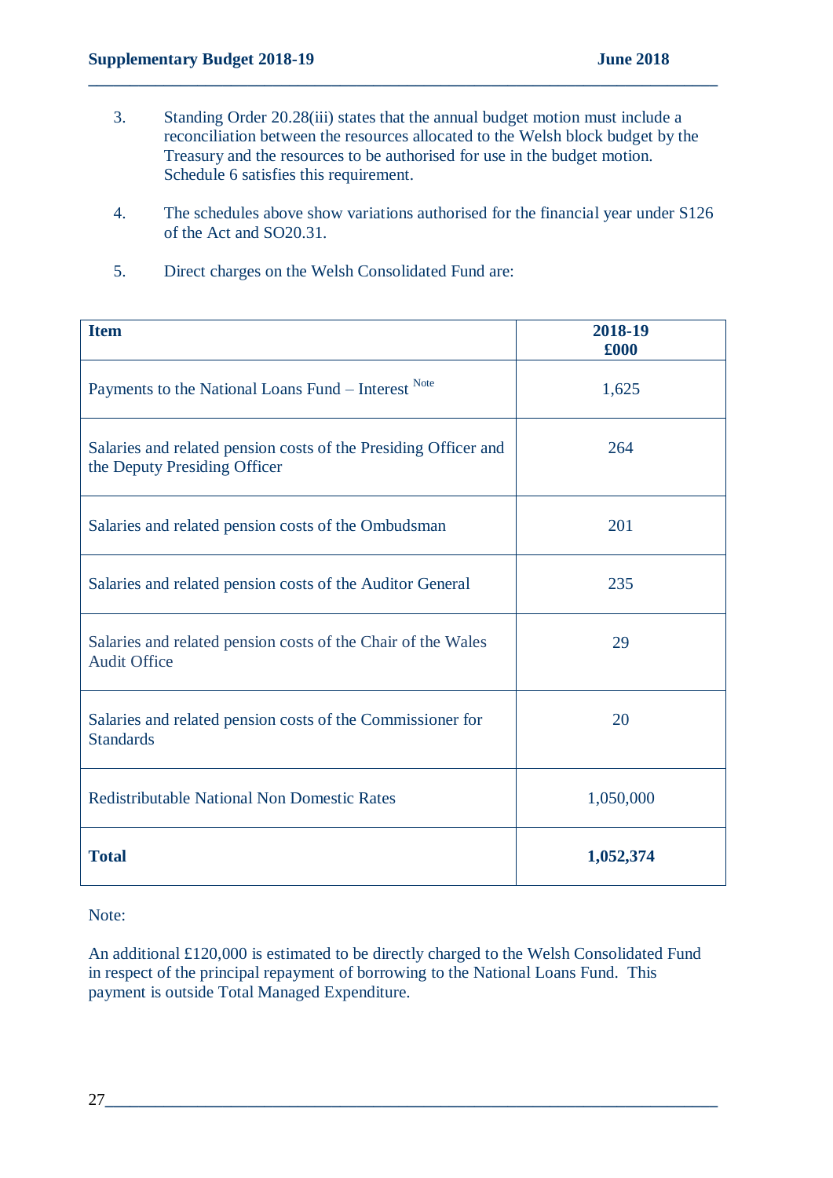3. Standing Order 20.28(iii) states that the annual budget motion must include a reconciliation between the resources allocated to the Welsh block budget by the Treasury and the resources to be authorised for use in the budget motion. Schedule 6 satisfies this requirement.

4. The schedules above show variations authorised for the financial year under S126 of the Act and SO20.31.

5. Direct charges on the Welsh Consolidated Fund are:

| **Item** | **2018-19 £000** |
|---|---|
| Payments to the National Loans Fund – Interest [Note] | 1,625 |
| Salaries and related pension costs of the Presiding Officer and the Deputy Presiding Officer | 264 |
| Salaries and related pension costs of the Ombudsman | 201 |
| Salaries and related pension costs of the Auditor General | 235 |
| Salaries and related pension costs of the Chair of the Wales Audit Office | 29 |
| Salaries and related pension costs of the Commissioner for Standards | 20 |
| Redistributable National Non Domestic Rates | 1,050,000 |
| **Total** | **1,052,374** |

Note:

An additional £120,000 is estimated to be directly charged to the Welsh Consolidated Fund in respect of the principal repayment of borrowing to the National Loans Fund. This payment is outside Total Managed Expenditure.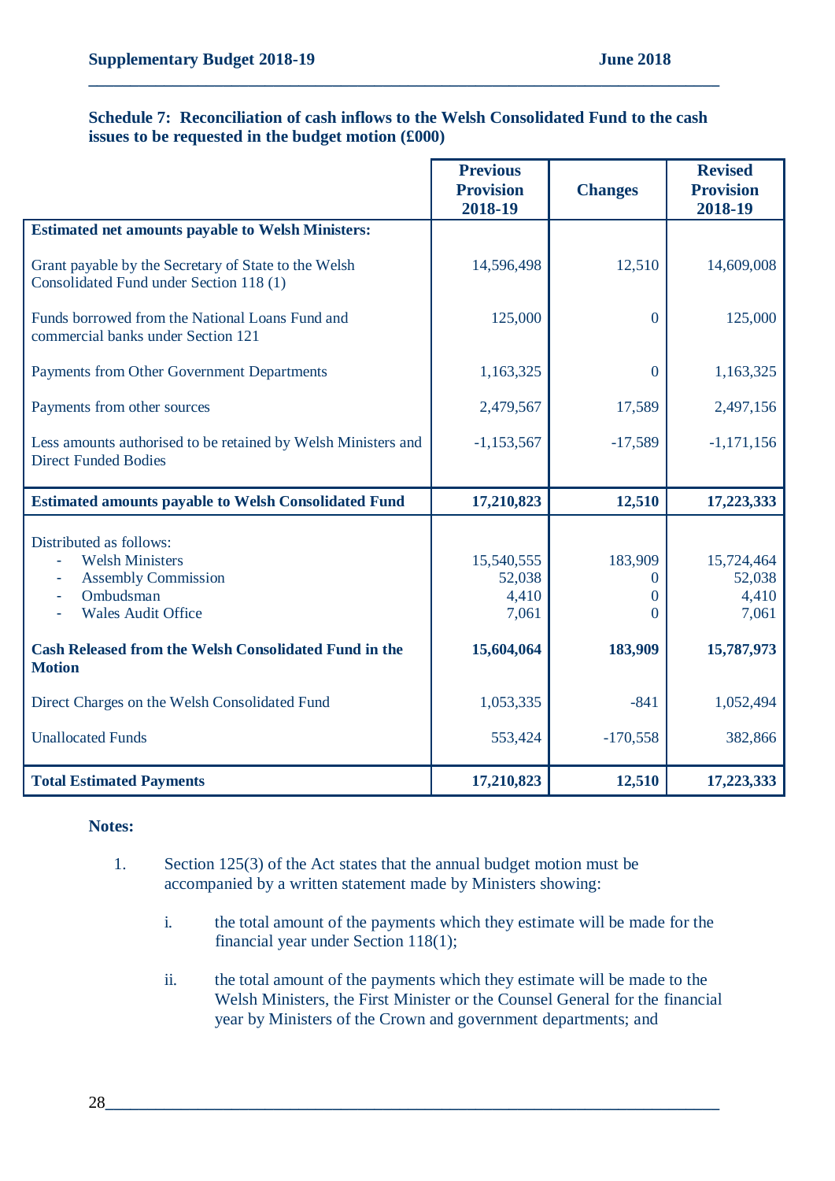**Schedule 7: Reconciliation of cash inflows to the Welsh Consolidated Fund to the cash issues to be requested in the budget motion (£000)**

| | Previous Provision 2018-19 | Changes | Revised Provision 2018-19 |
|---|---|---|---|
| **Estimated net amounts payable to Welsh Ministers:** | | | |
| Grant payable by the Secretary of State to the Welsh Consolidated Fund under Section 118 (1) | 14,596,498 | 12,510 | 14,609,008 |
| Funds borrowed from the National Loans Fund and commercial banks under Section 121 | 125,000 | 0 | 125,000 |
| Payments from Other Government Departments | 1,163,325 | 0 | 1,163,325 |
| Payments from other sources | 2,479,567 | 17,589 | 2,497,156 |
| Less amounts authorised to be retained by Welsh Ministers and Direct Funded Bodies | -1,153,567 | -17,589 | -1,171,156 |
| **Estimated amounts payable to Welsh Consolidated Fund** | **17,210,823** | **12,510** | **17,223,333** |
| Distributed as follows: | | | |
| - Welsh Ministers | 15,540,555 | 183,909 | 15,724,464 |
| - Assembly Commission | 52,038 | 0 | 52,038 |
| - Ombudsman | 4,410 | 0 | 4,410 |
| - Wales Audit Office | 7,061 | 0 | 7,061 |
| **Cash Released from the Welsh Consolidated Fund in the Motion** | **15,604,064** | **183,909** | **15,787,973** |
| Direct Charges on the Welsh Consolidated Fund | 1,053,335 | -841 | 1,052,494 |
| Unallocated Funds | 553,424 | -170,558 | 382,866 |
| **Total Estimated Payments** | **17,210,823** | **12,510** | **17,223,333** |

**Notes:**

1. Section 125(3) of the Act states that the annual budget motion must be accompanied by a written statement made by Ministers showing:

   i. the total amount of the payments which they estimate will be made for the financial year under Section 118(1);

   ii. the total amount of the payments which they estimate will be made to the Welsh Ministers, the First Minister or the Counsel General for the financial year by Ministers of the Crown and government departments; and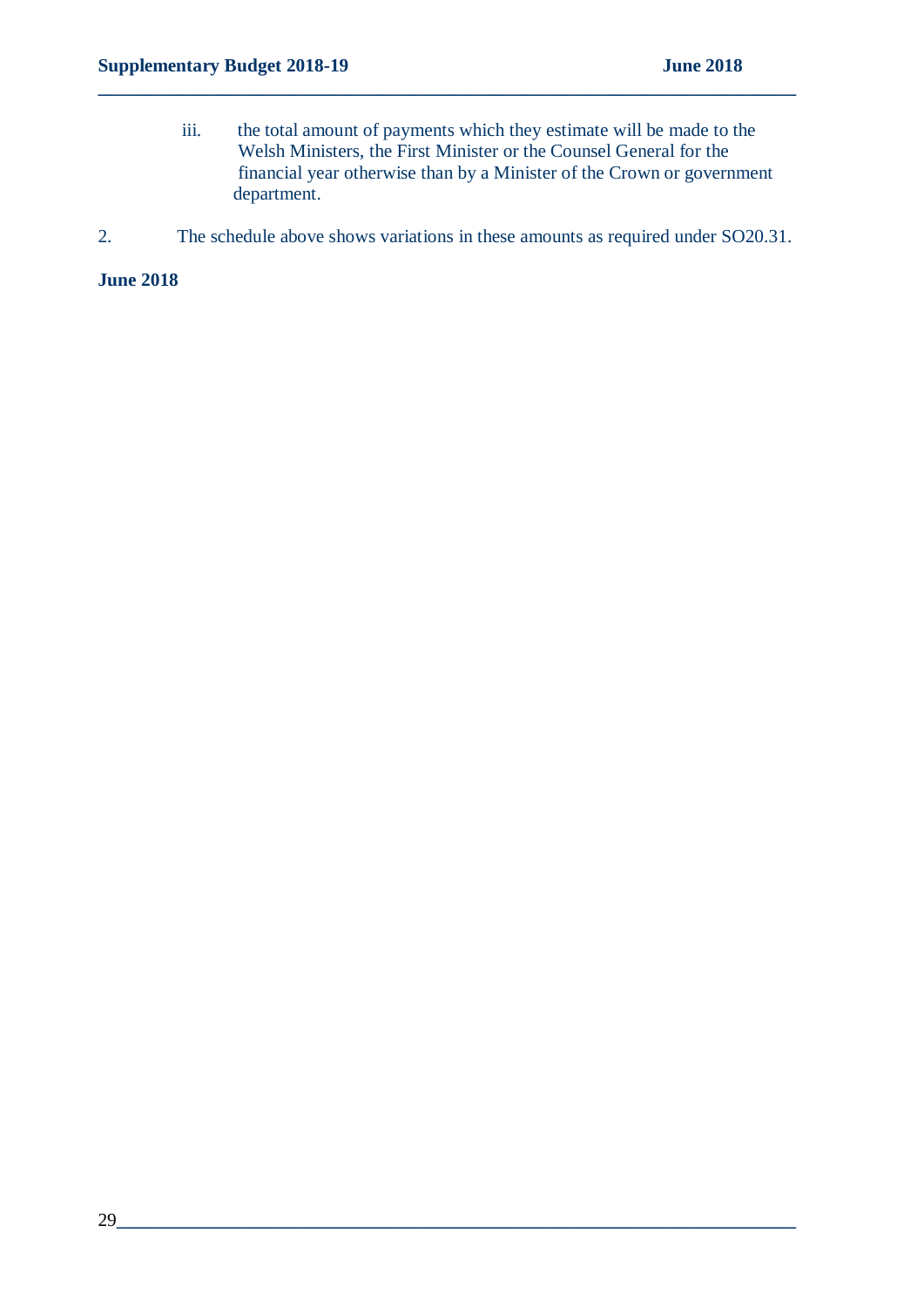iii. the total amount of payments which they estimate will be made to the Welsh Ministers, the First Minister or the Counsel General for the financial year otherwise than by a Minister of the Crown or government department.

2. The schedule above shows variations in these amounts as required under SO20.31.

**June 2018**